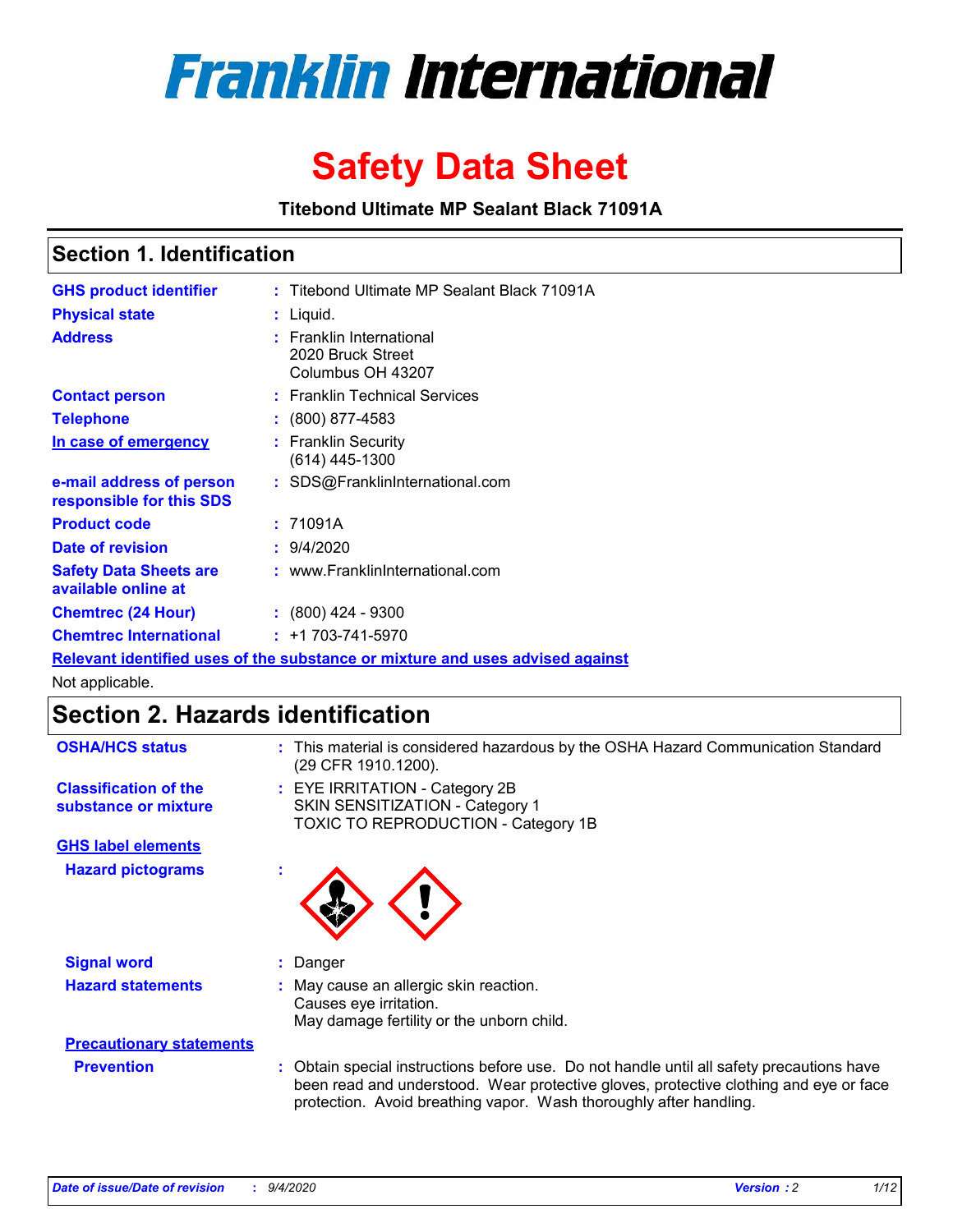# Franklin International

# Safety Data Sheet

**Titebond Ultimate MP Sealant Black 71091A**

## Section 1. Identification

| | | |
|---|---|---|
| **GHS product identifier** | : | Titebond Ultimate MP Sealant Black 71091A |
| **Physical state** | : | Liquid. |
| **Address** | : | Franklin International<br>2020 Bruck Street<br>Columbus OH 43207 |
| **Contact person** | : | Franklin Technical Services |
| **Telephone** | : | (800) 877-4583 |
| **In case of emergency** | : | Franklin Security<br>(614) 445-1300 |
| **e-mail address of person responsible for this SDS** | : | SDS@FranklinInternational.com |
| **Product code** | : | 71091A |
| **Date of revision** | : | 9/4/2020 |
| **Safety Data Sheets are available online at** | : | www.FranklinInternational.com |
| **Chemtrec (24 Hour)** | : | (800) 424 - 9300 |
| **Chemtrec International** | : | +1 703-741-5970 |

**Relevant identified uses of the substance or mixture and uses advised against**

Not applicable.

## Section 2. Hazards identification

| | | |
|---|---|---|
| **OSHA/HCS status** | : | This material is considered hazardous by the OSHA Hazard Communication Standard (29 CFR 1910.1200). |
| **Classification of the substance or mixture** | : | EYE IRRITATION - Category 2B<br>SKIN SENSITIZATION - Category 1<br>TOXIC TO REPRODUCTION - Category 1B |

**GHS label elements**

| | | |
|---|---|---|
| **Hazard pictograms** | : | |
| **Signal word** | : | Danger |
| **Hazard statements** | : | May cause an allergic skin reaction.<br>Causes eye irritation.<br>May damage fertility or the unborn child. |

**Precautionary statements**

| | | |
|---|---|---|
| **Prevention** | : | Obtain special instructions before use. Do not handle until all safety precautions have been read and understood. Wear protective gloves, protective clothing and eye or face protection. Avoid breathing vapor. Wash thoroughly after handling. |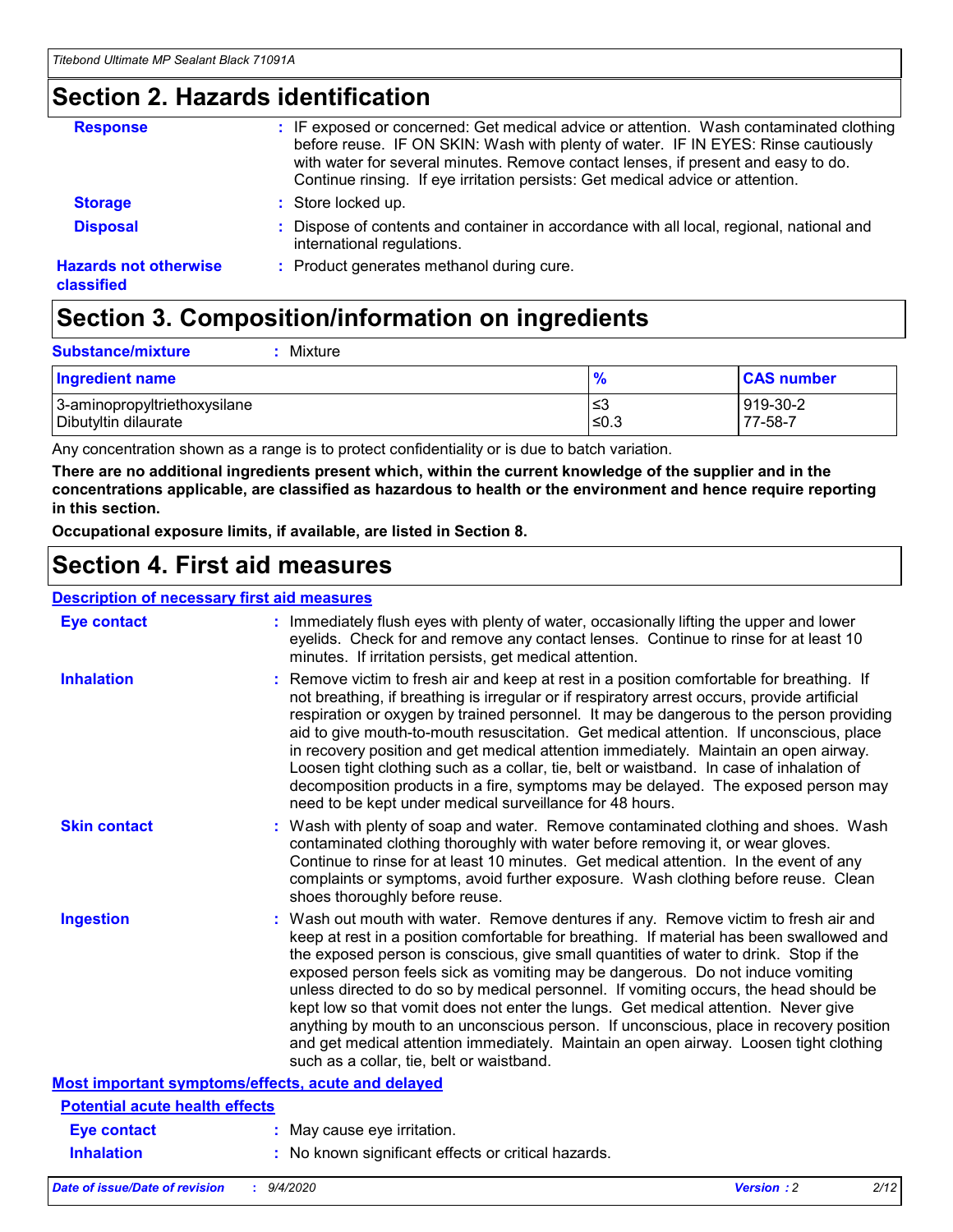## Section 2. Hazards identification

**Response** : IF exposed or concerned: Get medical advice or attention. Wash contaminated clothing before reuse. IF ON SKIN: Wash with plenty of water. IF IN EYES: Rinse cautiously with water for several minutes. Remove contact lenses, if present and easy to do. Continue rinsing. If eye irritation persists: Get medical advice or attention.

**Storage** : Store locked up.

**Disposal** : Dispose of contents and container in accordance with all local, regional, national and international regulations.

**Hazards not otherwise classified** : Product generates methanol during cure.

## Section 3. Composition/information on ingredients

**Substance/mixture** : Mixture

| Ingredient name | % | CAS number |
|---|---|---|
| 3-aminopropyltriethoxysilane | ≤3 | 919-30-2 |
| Dibutyltin dilaurate | ≤0.3 | 77-58-7 |

Any concentration shown as a range is to protect confidentiality or is due to batch variation.

**There are no additional ingredients present which, within the current knowledge of the supplier and in the concentrations applicable, are classified as hazardous to health or the environment and hence require reporting in this section.**

**Occupational exposure limits, if available, are listed in Section 8.**

## Section 4. First aid measures

### Description of necessary first aid measures

**Eye contact** : Immediately flush eyes with plenty of water, occasionally lifting the upper and lower eyelids. Check for and remove any contact lenses. Continue to rinse for at least 10 minutes. If irritation persists, get medical attention.

**Inhalation** : Remove victim to fresh air and keep at rest in a position comfortable for breathing. If not breathing, if breathing is irregular or if respiratory arrest occurs, provide artificial respiration or oxygen by trained personnel. It may be dangerous to the person providing aid to give mouth-to-mouth resuscitation. Get medical attention. If unconscious, place in recovery position and get medical attention immediately. Maintain an open airway. Loosen tight clothing such as a collar, tie, belt or waistband. In case of inhalation of decomposition products in a fire, symptoms may be delayed. The exposed person may need to be kept under medical surveillance for 48 hours.

**Skin contact** : Wash with plenty of soap and water. Remove contaminated clothing and shoes. Wash contaminated clothing thoroughly with water before removing it, or wear gloves. Continue to rinse for at least 10 minutes. Get medical attention. In the event of any complaints or symptoms, avoid further exposure. Wash clothing before reuse. Clean shoes thoroughly before reuse.

**Ingestion** : Wash out mouth with water. Remove dentures if any. Remove victim to fresh air and keep at rest in a position comfortable for breathing. If material has been swallowed and the exposed person is conscious, give small quantities of water to drink. Stop if the exposed person feels sick as vomiting may be dangerous. Do not induce vomiting unless directed to do so by medical personnel. If vomiting occurs, the head should be kept low so that vomit does not enter the lungs. Get medical attention. Never give anything by mouth to an unconscious person. If unconscious, place in recovery position and get medical attention immediately. Maintain an open airway. Loosen tight clothing such as a collar, tie, belt or waistband.

### Most important symptoms/effects, acute and delayed

#### Potential acute health effects

**Eye contact** : May cause eye irritation.

**Inhalation** : No known significant effects or critical hazards.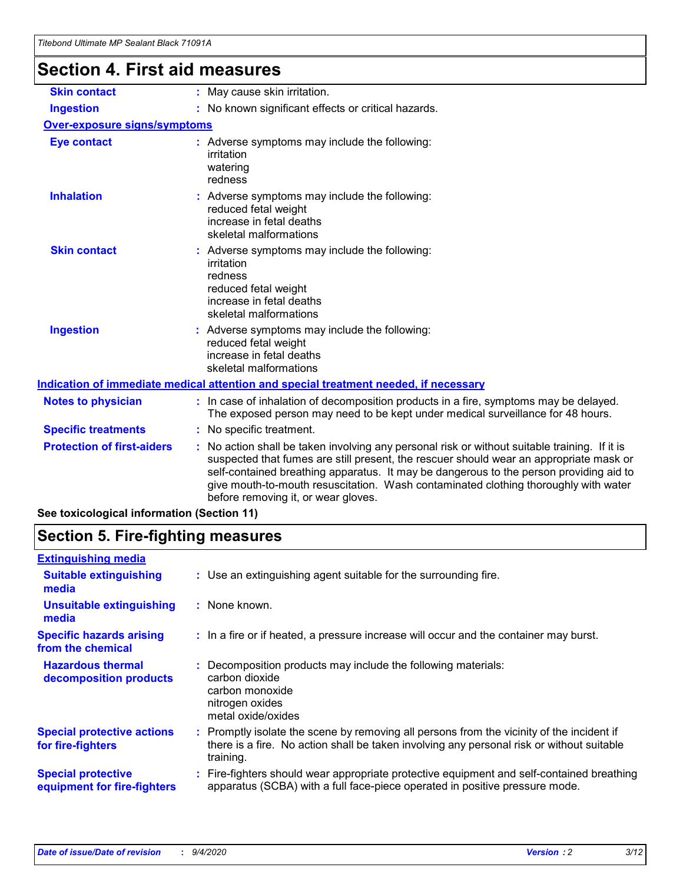## Section 4. First aid measures

| | |
|---|---|
| **Skin contact** | : May cause skin irritation. |
| **Ingestion** | : No known significant effects or critical hazards. |

**Over-exposure signs/symptoms**

| | |
|---|---|
| **Eye contact** | : Adverse symptoms may include the following:<br>irritation<br>watering<br>redness |
| **Inhalation** | : Adverse symptoms may include the following:<br>reduced fetal weight<br>increase in fetal deaths<br>skeletal malformations |
| **Skin contact** | : Adverse symptoms may include the following:<br>irritation<br>redness<br>reduced fetal weight<br>increase in fetal deaths<br>skeletal malformations |
| **Ingestion** | : Adverse symptoms may include the following:<br>reduced fetal weight<br>increase in fetal deaths<br>skeletal malformations |

**Indication of immediate medical attention and special treatment needed, if necessary**

| | |
|---|---|
| **Notes to physician** | : In case of inhalation of decomposition products in a fire, symptoms may be delayed. The exposed person may need to be kept under medical surveillance for 48 hours. |
| **Specific treatments** | : No specific treatment. |
| **Protection of first-aiders** | : No action shall be taken involving any personal risk or without suitable training. If it is suspected that fumes are still present, the rescuer should wear an appropriate mask or self-contained breathing apparatus. It may be dangerous to the person providing aid to give mouth-to-mouth resuscitation. Wash contaminated clothing thoroughly with water before removing it, or wear gloves. |

**See toxicological information (Section 11)**

## Section 5. Fire-fighting measures

**Extinguishing media**

| | |
|---|---|
| **Suitable extinguishing media** | : Use an extinguishing agent suitable for the surrounding fire. |
| **Unsuitable extinguishing media** | : None known. |
| **Specific hazards arising from the chemical** | : In a fire or if heated, a pressure increase will occur and the container may burst. |
| **Hazardous thermal decomposition products** | : Decomposition products may include the following materials:<br>carbon dioxide<br>carbon monoxide<br>nitrogen oxides<br>metal oxide/oxides |
| **Special protective actions for fire-fighters** | : Promptly isolate the scene by removing all persons from the vicinity of the incident if there is a fire. No action shall be taken involving any personal risk or without suitable training. |
| **Special protective equipment for fire-fighters** | : Fire-fighters should wear appropriate protective equipment and self-contained breathing apparatus (SCBA) with a full face-piece operated in positive pressure mode. |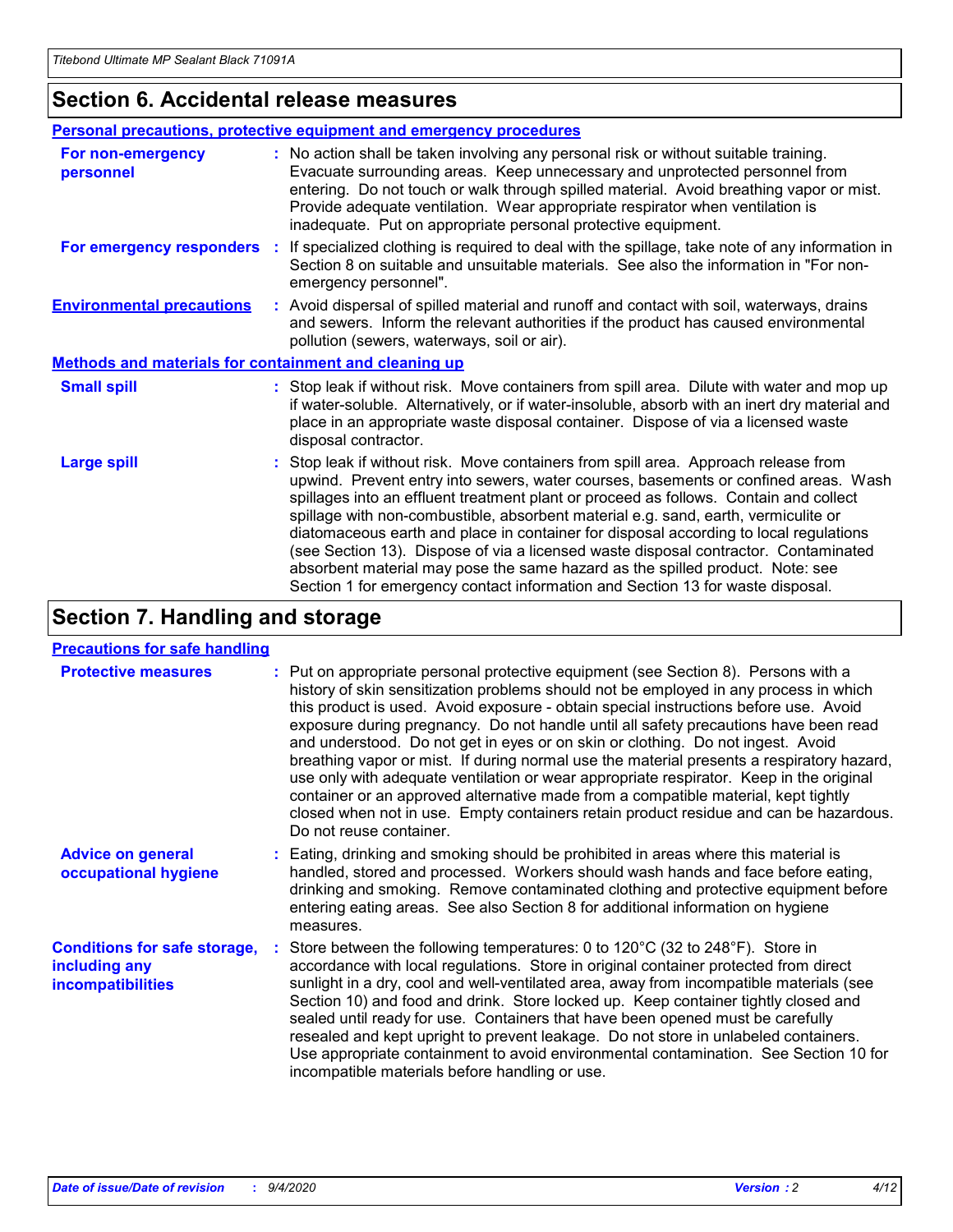## Section 6. Accidental release measures

### Personal precautions, protective equipment and emergency procedures

**For non-emergency personnel** : No action shall be taken involving any personal risk or without suitable training. Evacuate surrounding areas. Keep unnecessary and unprotected personnel from entering. Do not touch or walk through spilled material. Avoid breathing vapor or mist. Provide adequate ventilation. Wear appropriate respirator when ventilation is inadequate. Put on appropriate personal protective equipment.

**For emergency responders** : If specialized clothing is required to deal with the spillage, take note of any information in Section 8 on suitable and unsuitable materials. See also the information in "For non-emergency personnel".

**Environmental precautions** : Avoid dispersal of spilled material and runoff and contact with soil, waterways, drains and sewers. Inform the relevant authorities if the product has caused environmental pollution (sewers, waterways, soil or air).

### Methods and materials for containment and cleaning up

**Small spill** : Stop leak if without risk. Move containers from spill area. Dilute with water and mop up if water-soluble. Alternatively, or if water-insoluble, absorb with an inert dry material and place in an appropriate waste disposal container. Dispose of via a licensed waste disposal contractor.

**Large spill** : Stop leak if without risk. Move containers from spill area. Approach release from upwind. Prevent entry into sewers, water courses, basements or confined areas. Wash spillages into an effluent treatment plant or proceed as follows. Contain and collect spillage with non-combustible, absorbent material e.g. sand, earth, vermiculite or diatomaceous earth and place in container for disposal according to local regulations (see Section 13). Dispose of via a licensed waste disposal contractor. Contaminated absorbent material may pose the same hazard as the spilled product. Note: see Section 1 for emergency contact information and Section 13 for waste disposal.

## Section 7. Handling and storage

### Precautions for safe handling

**Protective measures** : Put on appropriate personal protective equipment (see Section 8). Persons with a history of skin sensitization problems should not be employed in any process in which this product is used. Avoid exposure - obtain special instructions before use. Avoid exposure during pregnancy. Do not handle until all safety precautions have been read and understood. Do not get in eyes or on skin or clothing. Do not ingest. Avoid breathing vapor or mist. If during normal use the material presents a respiratory hazard, use only with adequate ventilation or wear appropriate respirator. Keep in the original container or an approved alternative made from a compatible material, kept tightly closed when not in use. Empty containers retain product residue and can be hazardous. Do not reuse container.

**Advice on general occupational hygiene** : Eating, drinking and smoking should be prohibited in areas where this material is handled, stored and processed. Workers should wash hands and face before eating, drinking and smoking. Remove contaminated clothing and protective equipment before entering eating areas. See also Section 8 for additional information on hygiene measures.

**Conditions for safe storage, including any incompatibilities** : Store between the following temperatures: 0 to 120°C (32 to 248°F). Store in accordance with local regulations. Store in original container protected from direct sunlight in a dry, cool and well-ventilated area, away from incompatible materials (see Section 10) and food and drink. Store locked up. Keep container tightly closed and sealed until ready for use. Containers that have been opened must be carefully resealed and kept upright to prevent leakage. Do not store in unlabeled containers. Use appropriate containment to avoid environmental contamination. See Section 10 for incompatible materials before handling or use.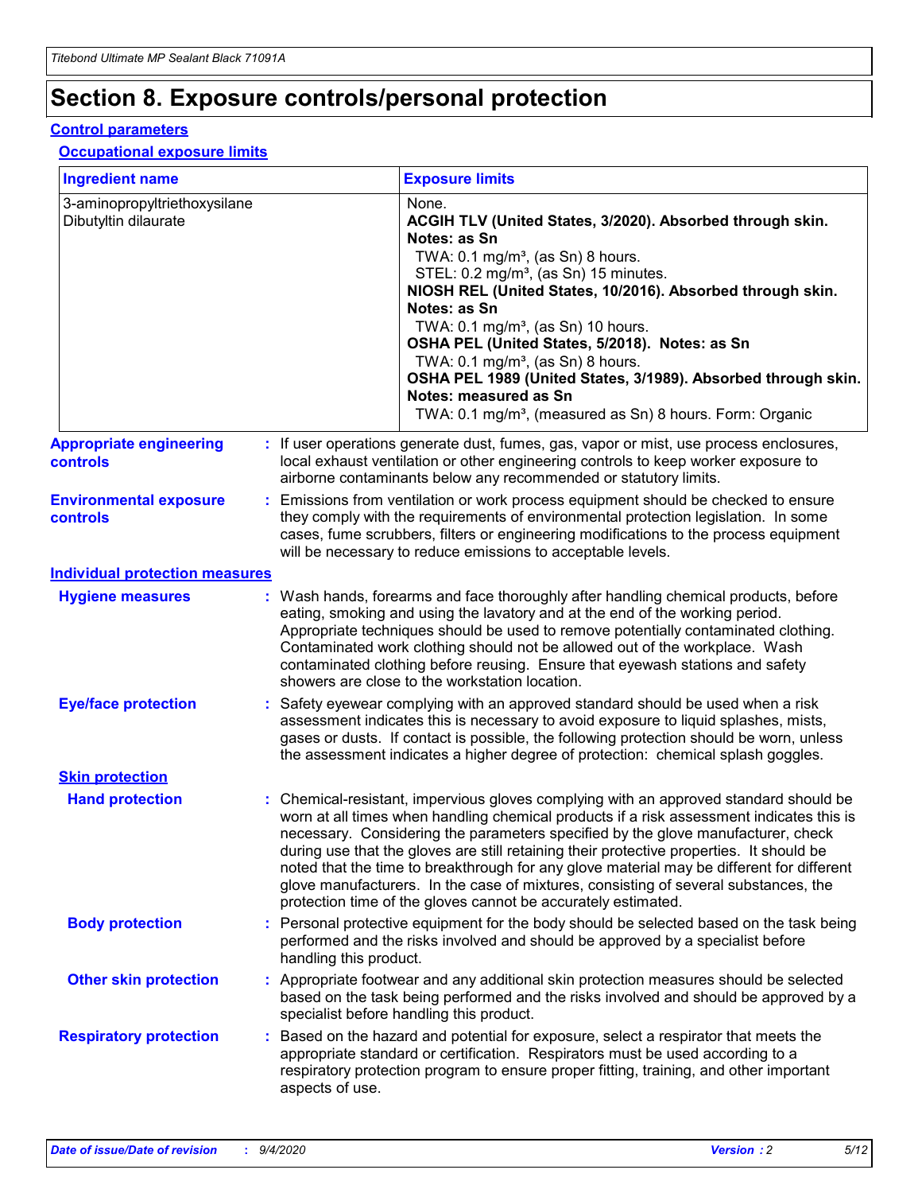# Section 8. Exposure controls/personal protection

## Control parameters

### Occupational exposure limits

| Ingredient name | Exposure limits |
|---|---|
| 3-aminopropyltriethoxysilane | None. |
| Dibutyltin dilaurate | **ACGIH TLV (United States, 3/2020). Absorbed through skin. Notes: as Sn**<br>TWA: 0.1 mg/m³, (as Sn) 8 hours.<br>STEL: 0.2 mg/m³, (as Sn) 15 minutes.<br>**NIOSH REL (United States, 10/2016). Absorbed through skin. Notes: as Sn**<br>TWA: 0.1 mg/m³, (as Sn) 10 hours.<br>**OSHA PEL (United States, 5/2018). Notes: as Sn**<br>TWA: 0.1 mg/m³, (as Sn) 8 hours.<br>**OSHA PEL 1989 (United States, 3/1989). Absorbed through skin. Notes: measured as Sn**<br>TWA: 0.1 mg/m³, (measured as Sn) 8 hours. Form: Organic |

**Appropriate engineering controls** : If user operations generate dust, fumes, gas, vapor or mist, use process enclosures, local exhaust ventilation or other engineering controls to keep worker exposure to airborne contaminants below any recommended or statutory limits.

**Environmental exposure controls** : Emissions from ventilation or work process equipment should be checked to ensure they comply with the requirements of environmental protection legislation. In some cases, fume scrubbers, filters or engineering modifications to the process equipment will be necessary to reduce emissions to acceptable levels.

## Individual protection measures

**Hygiene measures** : Wash hands, forearms and face thoroughly after handling chemical products, before eating, smoking and using the lavatory and at the end of the working period. Appropriate techniques should be used to remove potentially contaminated clothing. Contaminated work clothing should not be allowed out of the workplace. Wash contaminated clothing before reusing. Ensure that eyewash stations and safety showers are close to the workstation location.

**Eye/face protection** : Safety eyewear complying with an approved standard should be used when a risk assessment indicates this is necessary to avoid exposure to liquid splashes, mists, gases or dusts. If contact is possible, the following protection should be worn, unless the assessment indicates a higher degree of protection: chemical splash goggles.

### Skin protection

**Hand protection** : Chemical-resistant, impervious gloves complying with an approved standard should be worn at all times when handling chemical products if a risk assessment indicates this is necessary. Considering the parameters specified by the glove manufacturer, check during use that the gloves are still retaining their protective properties. It should be noted that the time to breakthrough for any glove material may be different for different glove manufacturers. In the case of mixtures, consisting of several substances, the protection time of the gloves cannot be accurately estimated.

**Body protection** : Personal protective equipment for the body should be selected based on the task being performed and the risks involved and should be approved by a specialist before handling this product.

**Other skin protection** : Appropriate footwear and any additional skin protection measures should be selected based on the task being performed and the risks involved and should be approved by a specialist before handling this product.

**Respiratory protection** : Based on the hazard and potential for exposure, select a respirator that meets the appropriate standard or certification. Respirators must be used according to a respiratory protection program to ensure proper fitting, training, and other important aspects of use.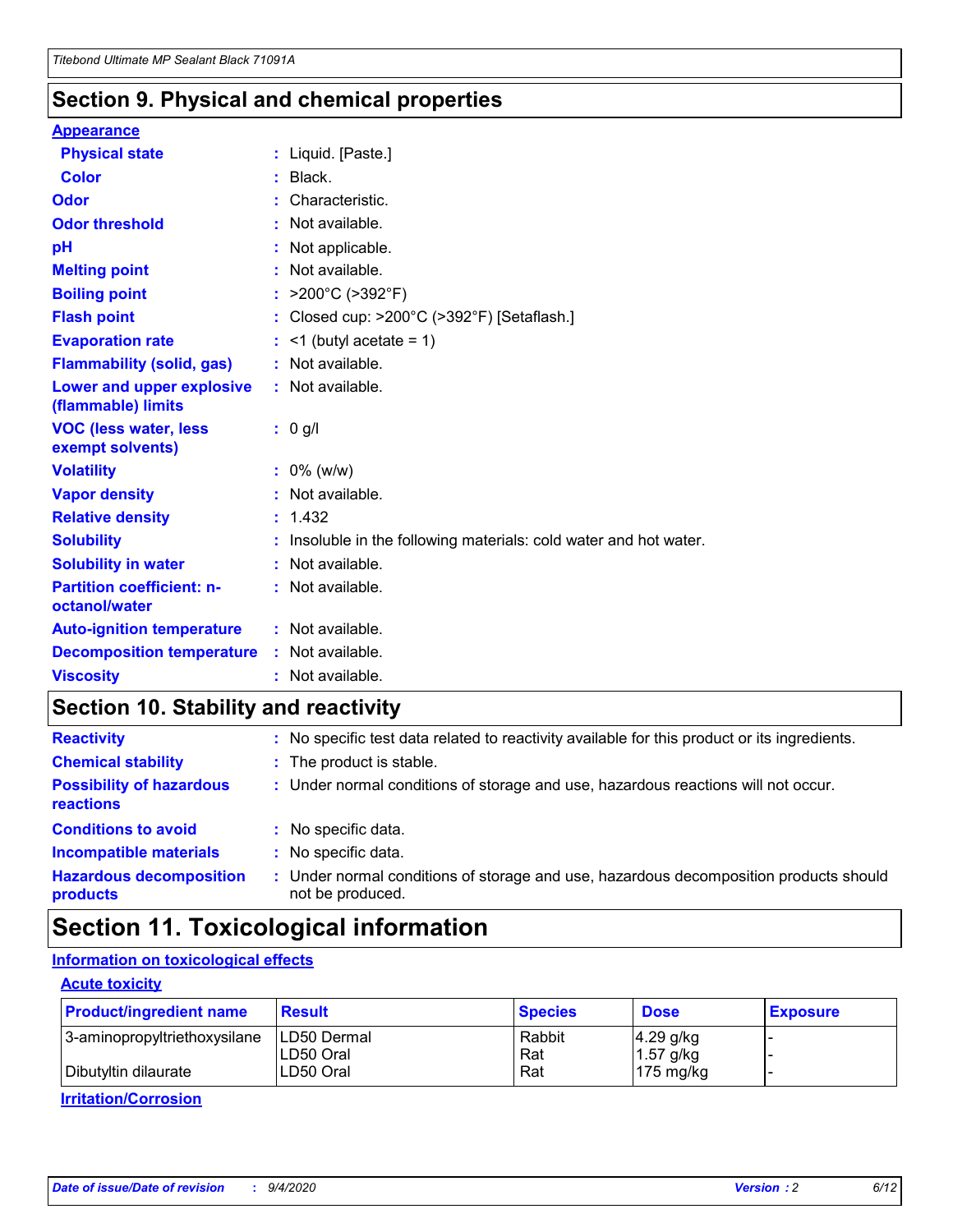## Section 9. Physical and chemical properties

**Appearance**

| | |
|---|---|
| **Physical state** | : Liquid. [Paste.] |
| **Color** | : Black. |
| **Odor** | : Characteristic. |
| **Odor threshold** | : Not available. |
| **pH** | : Not applicable. |
| **Melting point** | : Not available. |
| **Boiling point** | : >200°C (>392°F) |
| **Flash point** | : Closed cup: >200°C (>392°F) [Setaflash.] |
| **Evaporation rate** | : <1 (butyl acetate = 1) |
| **Flammability (solid, gas)** | : Not available. |
| **Lower and upper explosive (flammable) limits** | : Not available. |
| **VOC (less water, less exempt solvents)** | : 0 g/l |
| **Volatility** | : 0% (w/w) |
| **Vapor density** | : Not available. |
| **Relative density** | : 1.432 |
| **Solubility** | : Insoluble in the following materials: cold water and hot water. |
| **Solubility in water** | : Not available. |
| **Partition coefficient: n-octanol/water** | : Not available. |
| **Auto-ignition temperature** | : Not available. |
| **Decomposition temperature** | : Not available. |
| **Viscosity** | : Not available. |

## Section 10. Stability and reactivity

| | |
|---|---|
| **Reactivity** | : No specific test data related to reactivity available for this product or its ingredients. |
| **Chemical stability** | : The product is stable. |
| **Possibility of hazardous reactions** | : Under normal conditions of storage and use, hazardous reactions will not occur. |
| **Conditions to avoid** | : No specific data. |
| **Incompatible materials** | : No specific data. |
| **Hazardous decomposition products** | : Under normal conditions of storage and use, hazardous decomposition products should not be produced. |

## Section 11. Toxicological information

**Information on toxicological effects**

**Acute toxicity**

| Product/ingredient name | Result | Species | Dose | Exposure |
|---|---|---|---|---|
| 3-aminopropyltriethoxysilane | LD50 Dermal | Rabbit | 4.29 g/kg | - |
| | LD50 Oral | Rat | 1.57 g/kg | - |
| Dibutyltin dilaurate | LD50 Oral | Rat | 175 mg/kg | - |

**Irritation/Corrosion**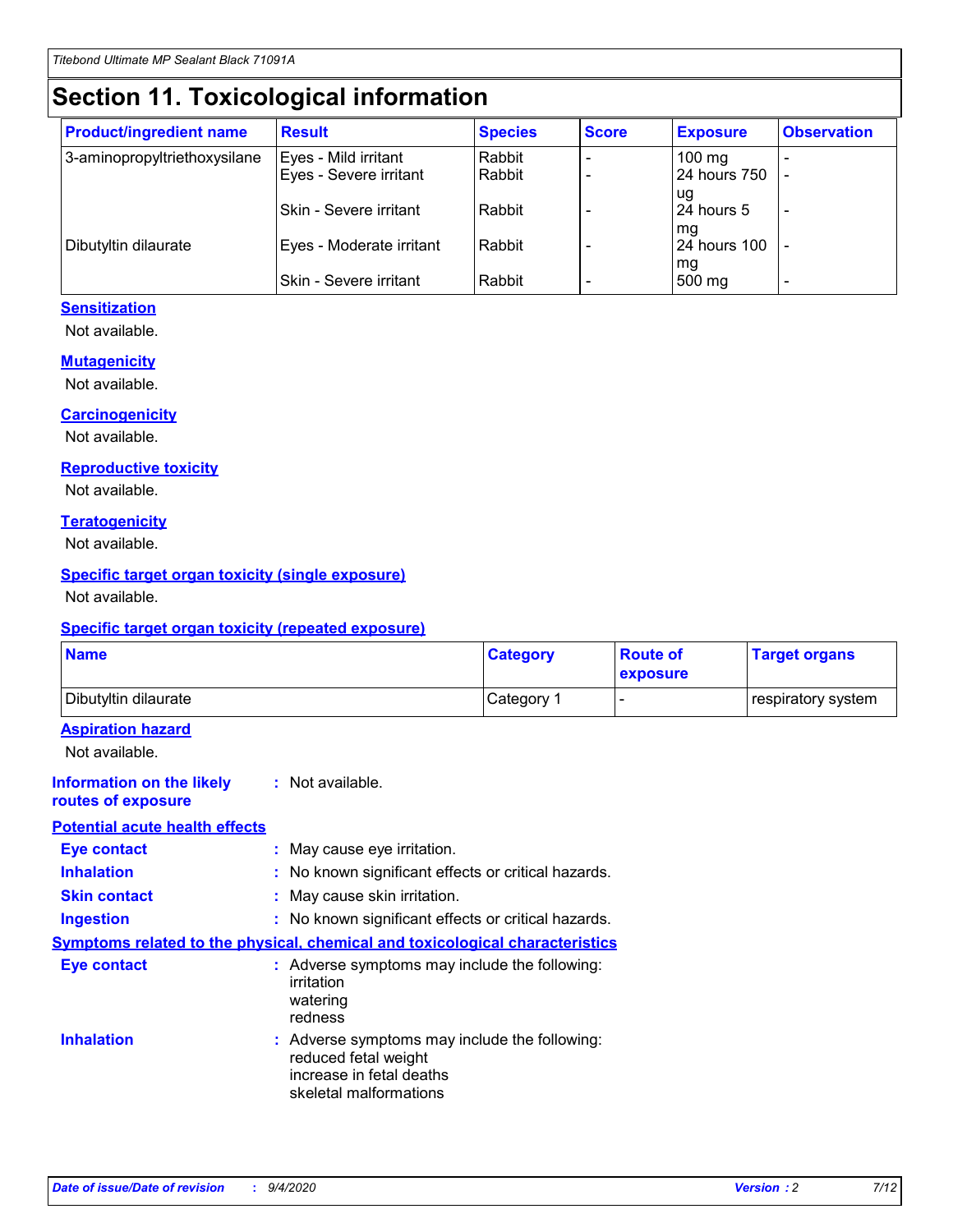# Section 11. Toxicological information

| Product/ingredient name | Result | Species | Score | Exposure | Observation |
|---|---|---|---|---|---|
| 3-aminopropyltriethoxysilane | Eyes - Mild irritant | Rabbit | - | 100 mg | - |
| | Eyes - Severe irritant | Rabbit | - | 24 hours 750 ug | - |
| | Skin - Severe irritant | Rabbit | - | 24 hours 5 mg | - |
| Dibutyltin dilaurate | Eyes - Moderate irritant | Rabbit | - | 24 hours 100 mg | - |
| | Skin - Severe irritant | Rabbit | - | 500 mg | - |

### Sensitization

Not available.

### Mutagenicity

Not available.

### Carcinogenicity

Not available.

### Reproductive toxicity

Not available.

### Teratogenicity

Not available.

### Specific target organ toxicity (single exposure)

Not available.

### Specific target organ toxicity (repeated exposure)

| Name | Category | Route of exposure | Target organs |
|---|---|---|---|
| Dibutyltin dilaurate | Category 1 | - | respiratory system |

### Aspiration hazard

Not available.

**Information on the likely routes of exposure** : Not available.

### Potential acute health effects

**Eye contact** : May cause eye irritation.

**Inhalation** : No known significant effects or critical hazards.

**Skin contact** : May cause skin irritation.

**Ingestion** : No known significant effects or critical hazards.

### Symptoms related to the physical, chemical and toxicological characteristics

**Eye contact** : Adverse symptoms may include the following:
irritation
watering
redness

**Inhalation** : Adverse symptoms may include the following:
reduced fetal weight
increase in fetal deaths
skeletal malformations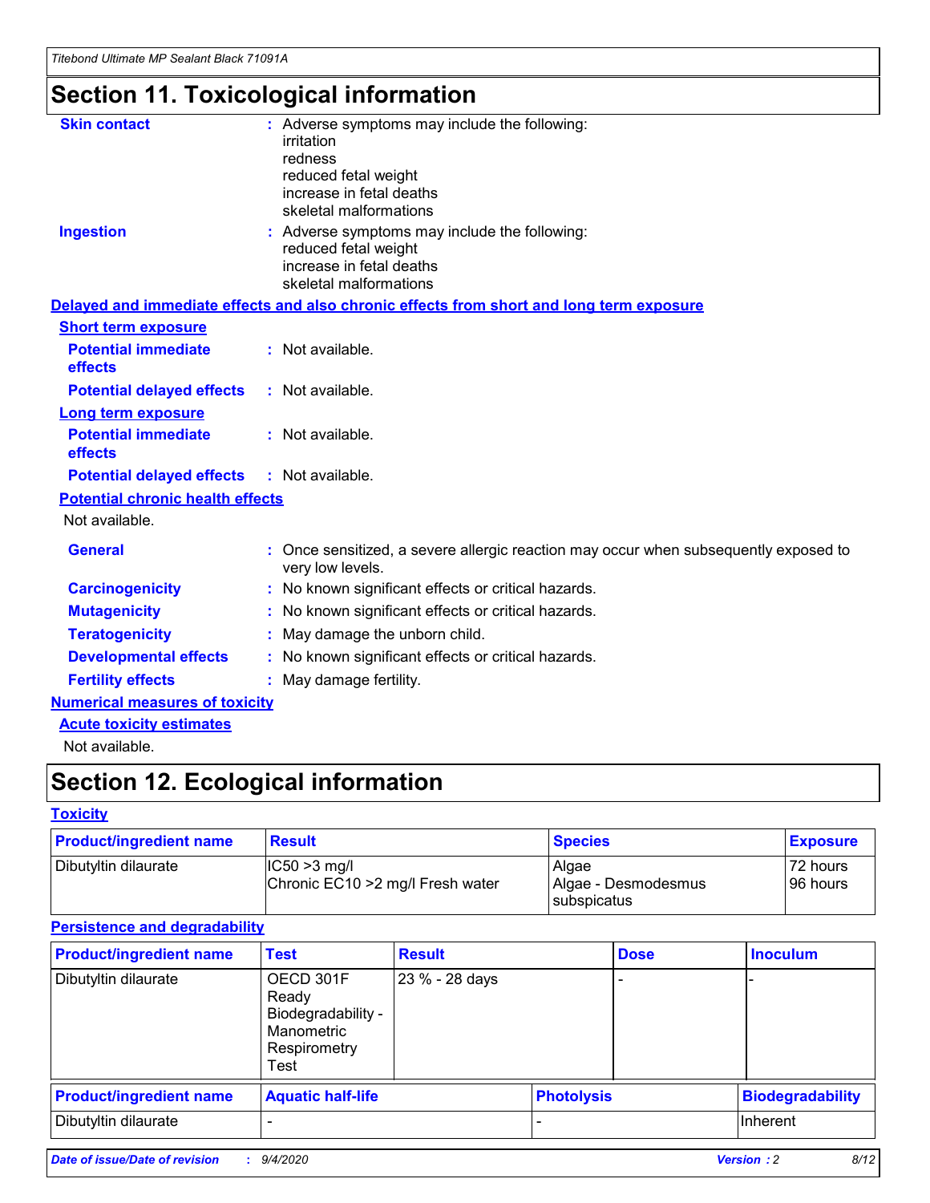# Section 11. Toxicological information

**Skin contact** : Adverse symptoms may include the following:
irritation
redness
reduced fetal weight
increase in fetal deaths
skeletal malformations

**Ingestion** : Adverse symptoms may include the following:
reduced fetal weight
increase in fetal deaths
skeletal malformations

**Delayed and immediate effects and also chronic effects from short and long term exposure**

**Short term exposure**

**Potential immediate effects** : Not available.

**Potential delayed effects** : Not available.

**Long term exposure**

**Potential immediate effects** : Not available.

**Potential delayed effects** : Not available.

**Potential chronic health effects**

Not available.

**General** : Once sensitized, a severe allergic reaction may occur when subsequently exposed to very low levels.

**Carcinogenicity** : No known significant effects or critical hazards.

**Mutagenicity** : No known significant effects or critical hazards.

**Teratogenicity** : May damage the unborn child.

**Developmental effects** : No known significant effects or critical hazards.

**Fertility effects** : May damage fertility.

**Numerical measures of toxicity**

**Acute toxicity estimates**

Not available.

# Section 12. Ecological information

**Toxicity**

| Product/ingredient name | Result | Species | Exposure |
|---|---|---|---|
| Dibutyltin dilaurate | IC50 >3 mg/l<br>Chronic EC10 >2 mg/l Fresh water | Algae<br>Algae - Desmodesmus subspicatus | 72 hours<br>96 hours |

**Persistence and degradability**

| Product/ingredient name | Test | Result | Dose | Inoculum |
|---|---|---|---|---|
| Dibutyltin dilaurate | OECD 301F Ready Biodegradability - Manometric Respirometry Test | 23 % - 28 days | - | - |

| Product/ingredient name | Aquatic half-life | Photolysis | Biodegradability |
|---|---|---|---|
| Dibutyltin dilaurate | - | - | Inherent |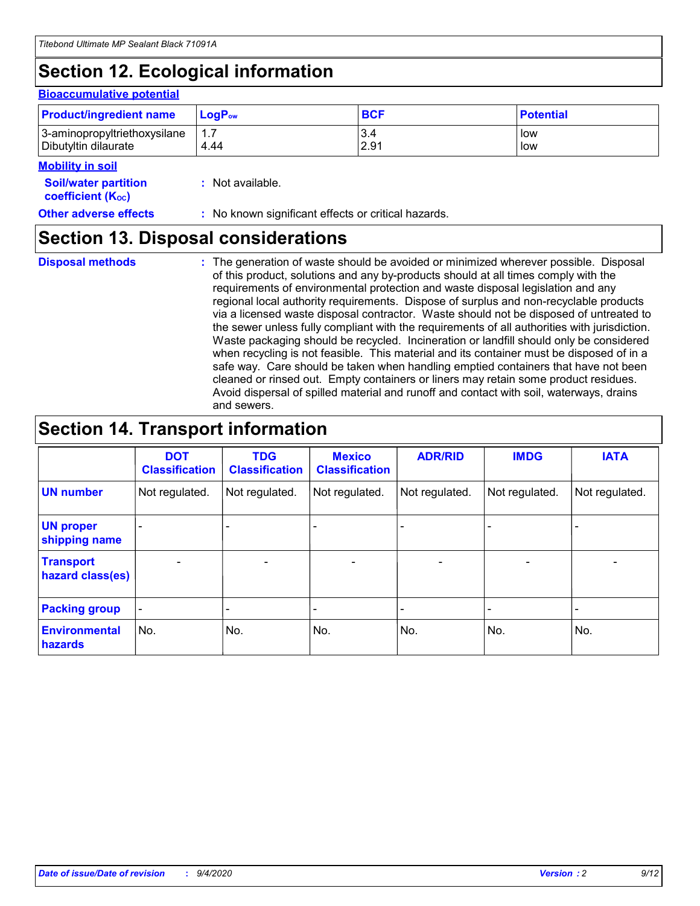## Section 12. Ecological information

### Bioaccumulative potential

| Product/ingredient name | $LogP_{ow}$ | BCF | Potential |
| --- | --- | --- | --- |
| 3-aminopropyltriethoxysilane | 1.7 | 3.4 | low |
| Dibutyltin dilaurate | 4.44 | 2.91 | low |

### Mobility in soil

**Soil/water partition coefficient ($K_{OC}$)** : Not available.

**Other adverse effects** : No known significant effects or critical hazards.

## Section 13. Disposal considerations

**Disposal methods** : The generation of waste should be avoided or minimized wherever possible. Disposal of this product, solutions and any by-products should at all times comply with the requirements of environmental protection and waste disposal legislation and any regional local authority requirements. Dispose of surplus and non-recyclable products via a licensed waste disposal contractor. Waste should not be disposed of untreated to the sewer unless fully compliant with the requirements of all authorities with jurisdiction. Waste packaging should be recycled. Incineration or landfill should only be considered when recycling is not feasible. This material and its container must be disposed of in a safe way. Care should be taken when handling emptied containers that have not been cleaned or rinsed out. Empty containers or liners may retain some product residues. Avoid dispersal of spilled material and runoff and contact with soil, waterways, drains and sewers.

## Section 14. Transport information

| | DOT Classification | TDG Classification | Mexico Classification | ADR/RID | IMDG | IATA |
| --- | --- | --- | --- | --- | --- | --- |
| UN number | Not regulated. | Not regulated. | Not regulated. | Not regulated. | Not regulated. | Not regulated. |
| UN proper shipping name | - | - | - | - | - | - |
| Transport hazard class(es) | - | - | - | - | - | - |
| Packing group | - | - | - | - | - | - |
| Environmental hazards | No. | No. | No. | No. | No. | No. |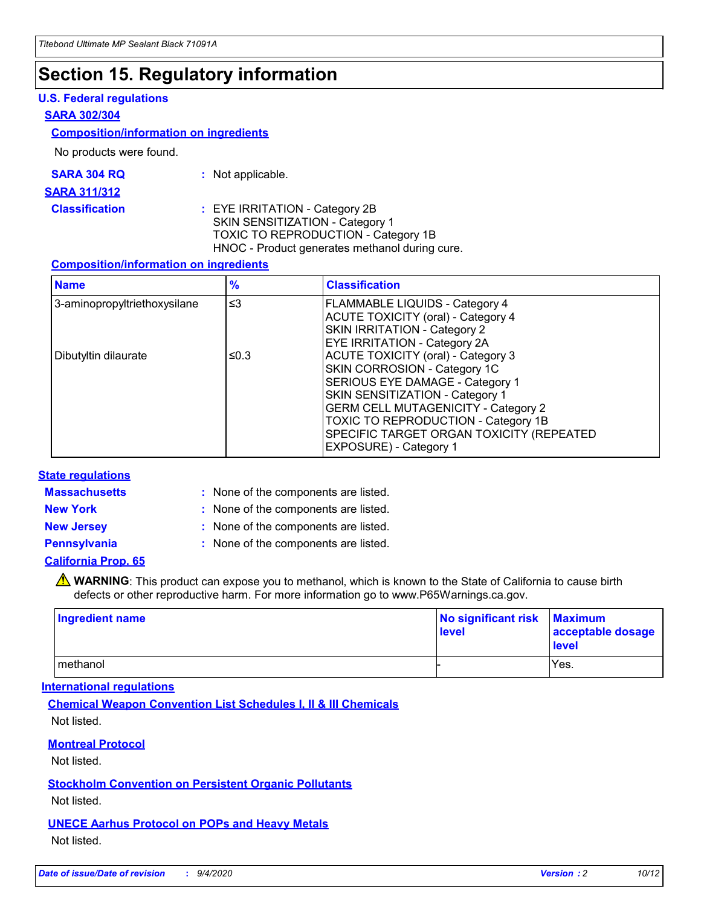# Section 15. Regulatory information

### U.S. Federal regulations

#### SARA 302/304

**Composition/information on ingredients**

No products were found.

**SARA 304 RQ** : Not applicable.

#### SARA 311/312

**Classification** : EYE IRRITATION - Category 2B
SKIN SENSITIZATION - Category 1
TOXIC TO REPRODUCTION - Category 1B
HNOC - Product generates methanol during cure.

**Composition/information on ingredients**

| Name | % | Classification |
|---|---|---|
| 3-aminopropyltriethoxysilane | ≤3 | FLAMMABLE LIQUIDS - Category 4<br>ACUTE TOXICITY (oral) - Category 4<br>SKIN IRRITATION - Category 2<br>EYE IRRITATION - Category 2A |
| Dibutyltin dilaurate | ≤0.3 | ACUTE TOXICITY (oral) - Category 3<br>SKIN CORROSION - Category 1C<br>SERIOUS EYE DAMAGE - Category 1<br>SKIN SENSITIZATION - Category 1<br>GERM CELL MUTAGENICITY - Category 2<br>TOXIC TO REPRODUCTION - Category 1B<br>SPECIFIC TARGET ORGAN TOXICITY (REPEATED EXPOSURE) - Category 1 |

### State regulations

**Massachusetts** : None of the components are listed.

**New York** : None of the components are listed.

**New Jersey** : None of the components are listed.

**Pennsylvania** : None of the components are listed.

#### California Prop. 65

⚠ **WARNING**: This product can expose you to methanol, which is known to the State of California to cause birth defects or other reproductive harm. For more information go to www.P65Warnings.ca.gov.

| Ingredient name | No significant risk level | Maximum acceptable dosage level |
|---|---|---|
| methanol | - | Yes. |

### International regulations

**Chemical Weapon Convention List Schedules I, II & III Chemicals**

Not listed.

**Montreal Protocol**

Not listed.

**Stockholm Convention on Persistent Organic Pollutants**

Not listed.

**UNECE Aarhus Protocol on POPs and Heavy Metals**

Not listed.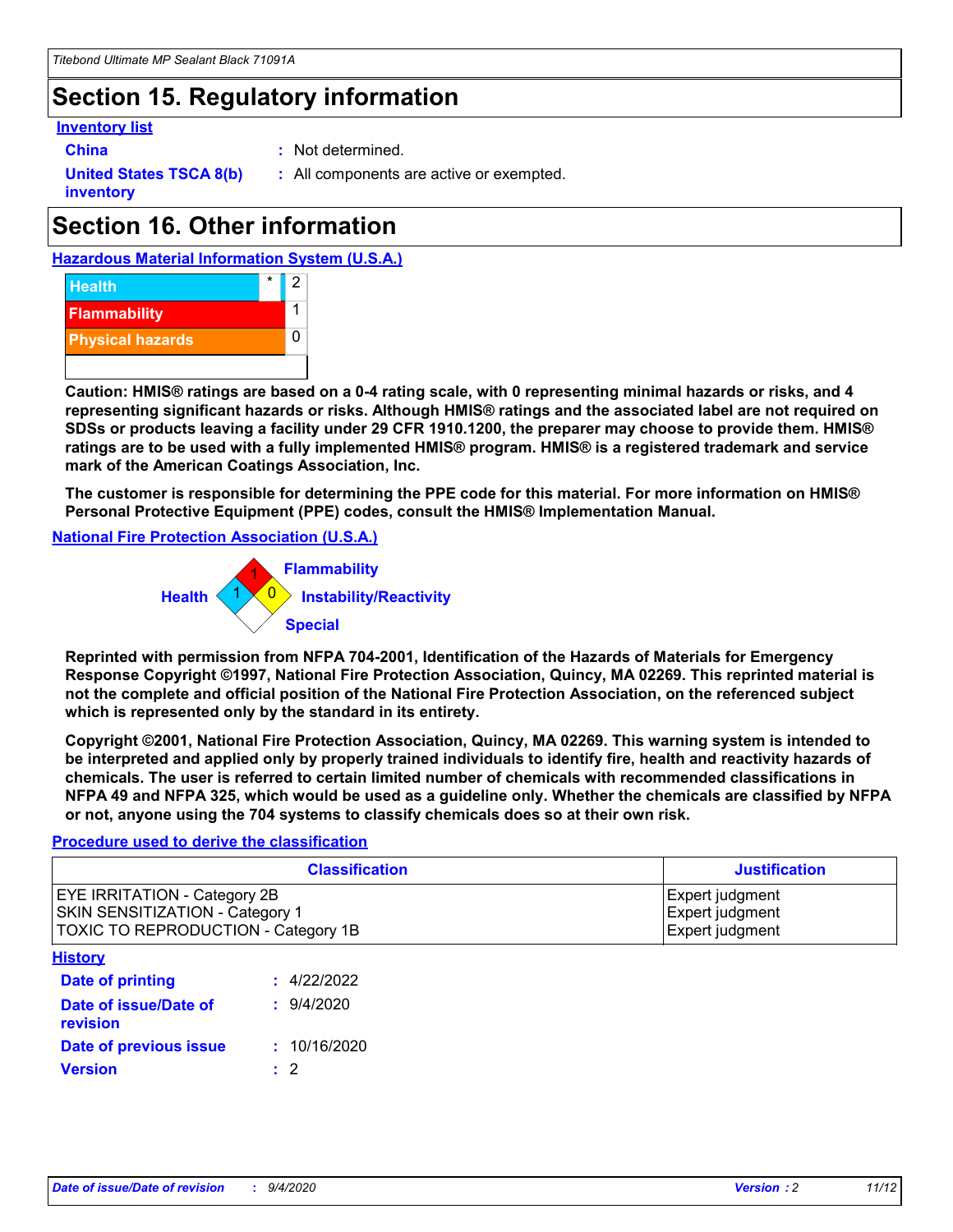# Section 15. Regulatory information

### Inventory list

**China** : Not determined.

**United States TSCA 8(b) inventory** : All components are active or exempted.

# Section 16. Other information

### Hazardous Material Information System (U.S.A.)

| | | |
|---|---|---|
| Health | * | 2 |
| Flammability | | 1 |
| Physical hazards | | 0 |
| | | |

**Caution: HMIS® ratings are based on a 0-4 rating scale, with 0 representing minimal hazards or risks, and 4 representing significant hazards or risks. Although HMIS® ratings and the associated label are not required on SDSs or products leaving a facility under 29 CFR 1910.1200, the preparer may choose to provide them. HMIS® ratings are to be used with a fully implemented HMIS® program. HMIS® is a registered trademark and service mark of the American Coatings Association, Inc.**

**The customer is responsible for determining the PPE code for this material. For more information on HMIS® Personal Protective Equipment (PPE) codes, consult the HMIS® Implementation Manual.**

### National Fire Protection Association (U.S.A.)

Flammability: 1
Health: 1
Instability/Reactivity: 0
Special:

**Reprinted with permission from NFPA 704-2001, Identification of the Hazards of Materials for Emergency Response Copyright ©1997, National Fire Protection Association, Quincy, MA 02269. This reprinted material is not the complete and official position of the National Fire Protection Association, on the referenced subject which is represented only by the standard in its entirety.**

**Copyright ©2001, National Fire Protection Association, Quincy, MA 02269. This warning system is intended to be interpreted and applied only by properly trained individuals to identify fire, health and reactivity hazards of chemicals. The user is referred to certain limited number of chemicals with recommended classifications in NFPA 49 and NFPA 325, which would be used as a guideline only. Whether the chemicals are classified by NFPA or not, anyone using the 704 systems to classify chemicals does so at their own risk.**

### Procedure used to derive the classification

| Classification | Justification |
|---|---|
| EYE IRRITATION - Category 2B | Expert judgment |
| SKIN SENSITIZATION - Category 1 | Expert judgment |
| TOXIC TO REPRODUCTION - Category 1B | Expert judgment |

### History

**Date of printing** : 4/22/2022

**Date of issue/Date of revision** : 9/4/2020

**Date of previous issue** : 10/16/2020

**Version** : 2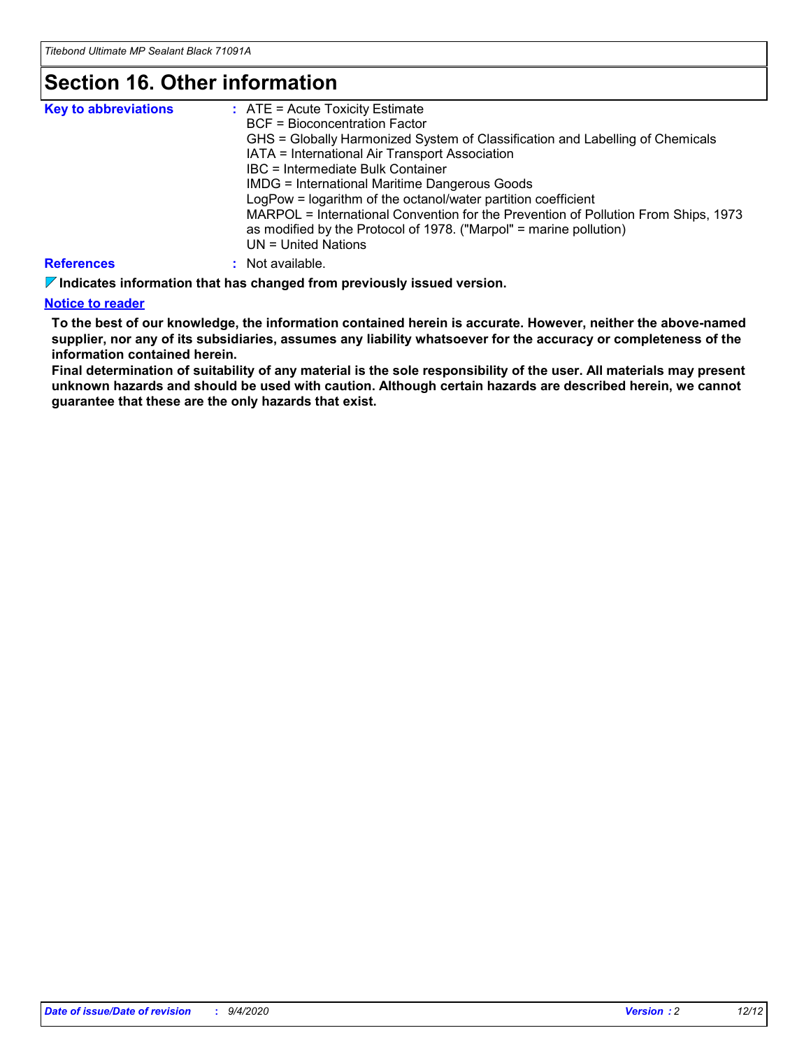# Section 16. Other information

**Key to abbreviations** : ATE = Acute Toxicity Estimate
BCF = Bioconcentration Factor
GHS = Globally Harmonized System of Classification and Labelling of Chemicals
IATA = International Air Transport Association
IBC = Intermediate Bulk Container
IMDG = International Maritime Dangerous Goods
LogPow = logarithm of the octanol/water partition coefficient
MARPOL = International Convention for the Prevention of Pollution From Ships, 1973 as modified by the Protocol of 1978. ("Marpol" = marine pollution)
UN = United Nations

**References** : Not available.

**Indicates information that has changed from previously issued version.**

**Notice to reader**

**To the best of our knowledge, the information contained herein is accurate. However, neither the above-named supplier, nor any of its subsidiaries, assumes any liability whatsoever for the accuracy or completeness of the information contained herein.**

**Final determination of suitability of any material is the sole responsibility of the user. All materials may present unknown hazards and should be used with caution. Although certain hazards are described herein, we cannot guarantee that these are the only hazards that exist.**